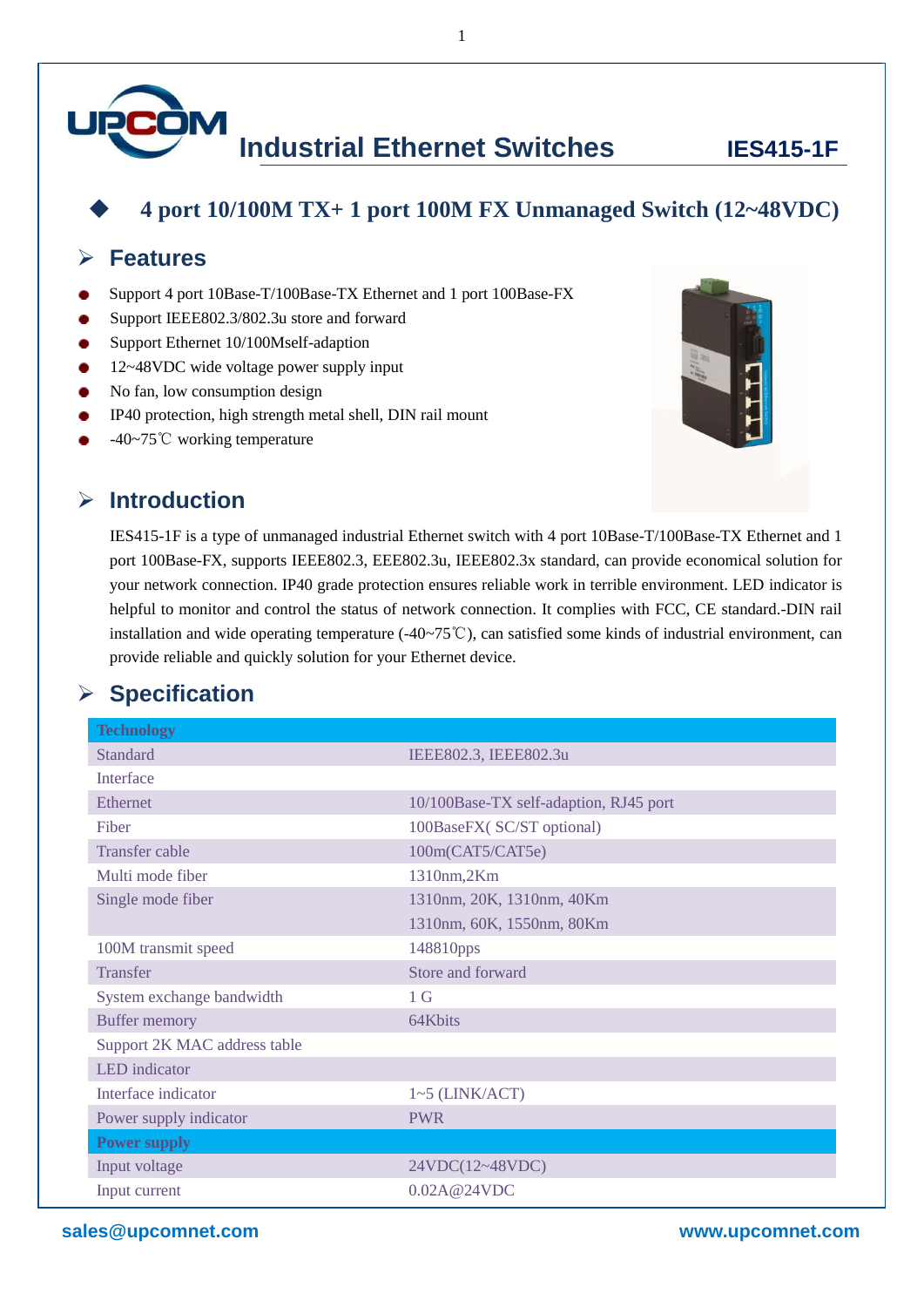# Industrial Ethernet Switches IES415-1F

◆ **4 port 10/100M TX+ 1 port 100M FX Unmanaged Switch (12~48VDC)**

## Features

- Support 4 port 10Base-T/100Base-TX Ethernet and 1 port 100Base-FX
- Support IEEE802.3/802.3u store and forward
- Support Ethernet 10/100Mself-adaption
- 12~48VDC wide voltage power supply input
- No fan, low consumption design
- IP40 protection, high strength metal shell, DIN rail mount
- -40~75℃ working temperature

## Introduction

IES415-1F is a type of unmanaged industrial Ethernet switch with 4 port 10Base-T/100Base-TX Ethernet and 1 port 100Base-FX, supports IEEE802.3, EEE802.3u, IEEE802.3x standard, can provide economical solution for your network connection. IP40 grade protection ensures reliable work in terrible environment. LED indicator is helpful to monitor and control the status of network connection. It complies with FCC, CE standard.-DIN rail installation and wide operating temperature (-40~75℃), can satisfied some kinds of industrial environment, can provide reliable and quickly solution for your Ethernet device.

## Specification

| **Technology** | |
|---|---|
| Standard | IEEE802.3, IEEE802.3u |
| Interface | |
| Ethernet | 10/100Base-TX self-adaption, RJ45 port |
| Fiber | 100BaseFX( SC/ST optional) |
| Transfer cable | 100m(CAT5/CAT5e) |
| Multi mode fiber | 1310nm,2Km |
| Single mode fiber | 1310nm, 20K, 1310nm, 40Km<br>1310nm, 60K, 1550nm, 80Km |
| 100M transmit speed | 148810pps |
| Transfer | Store and forward |
| System exchange bandwidth | 1 G |
| Buffer memory | 64Kbits |
| Support 2K MAC address table | |
| LED indicator | |
| Interface indicator | 1~5 (LINK/ACT) |
| Power supply indicator | PWR |
| **Power supply** | |
| Input voltage | 24VDC(12~48VDC) |
| Input current | 0.02A@24VDC |

sales@upcomnet.com www.upcomnet.com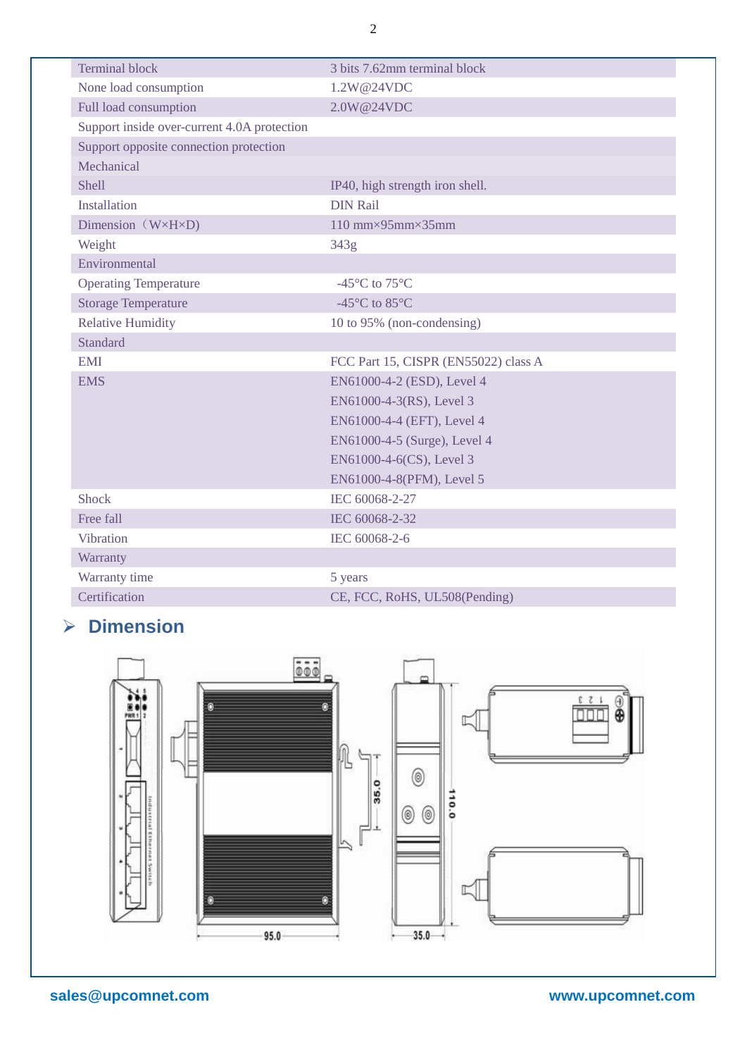| | |
|---|---|
| Terminal block | 3 bits 7.62mm terminal block |
| None load consumption | 1.2W@24VDC |
| Full load consumption | 2.0W@24VDC |
| Support inside over-current 4.0A protection | |
| Support opposite connection protection | |
| Mechanical | |
| Shell | IP40, high strength iron shell. |
| Installation | DIN Rail |
| Dimension（W×H×D) | 110 mm×95mm×35mm |
| Weight | 343g |
| Environmental | |
| Operating Temperature | -45°C to 75°C |
| Storage Temperature | -45°C to 85°C |
| Relative Humidity | 10 to 95% (non-condensing) |
| Standard | |
| EMI | FCC Part 15, CISPR (EN55022) class A |
| EMS | EN61000-4-2 (ESD), Level 4<br>EN61000-4-3(RS), Level 3<br>EN61000-4-4 (EFT), Level 4<br>EN61000-4-5 (Surge), Level 4<br>EN61000-4-6(CS), Level 3<br>EN61000-4-8(PFM), Level 5 |
| Shock | IEC 60068-2-27 |
| Free fall | IEC 60068-2-32 |
| Vibration | IEC 60068-2-6 |
| Warranty | |
| Warranty time | 5 years |
| Certification | CE, FCC, RoHS, UL508(Pending) |

## ➢ Dimension

sales@upcomnet.com www.upcomnet.com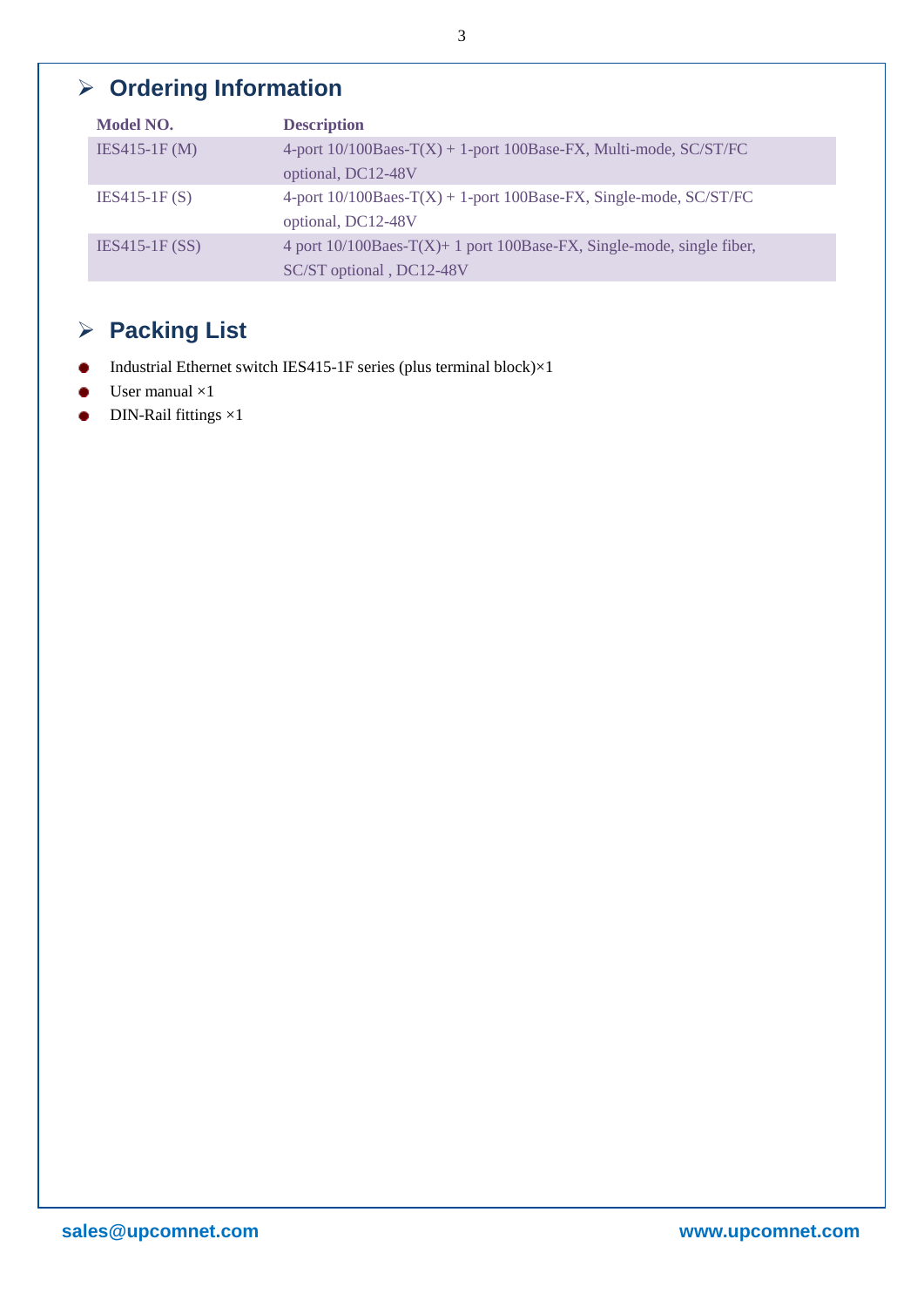## Ordering Information

| Model NO. | Description |
|---|---|
| IES415-1F (M) | 4-port 10/100Baes-T(X) + 1-port 100Base-FX, Multi-mode, SC/ST/FC optional, DC12-48V |
| IES415-1F (S) | 4-port 10/100Baes-T(X) + 1-port 100Base-FX, Single-mode, SC/ST/FC optional, DC12-48V |
| IES415-1F (SS) | 4 port 10/100Baes-T(X)+ 1 port 100Base-FX, Single-mode, single fiber, SC/ST optional , DC12-48V |

## Packing List

- Industrial Ethernet switch IES415-1F series (plus terminal block)×1
- User manual ×1
- DIN-Rail fittings ×1

sales@upcomnet.com www.upcomnet.com